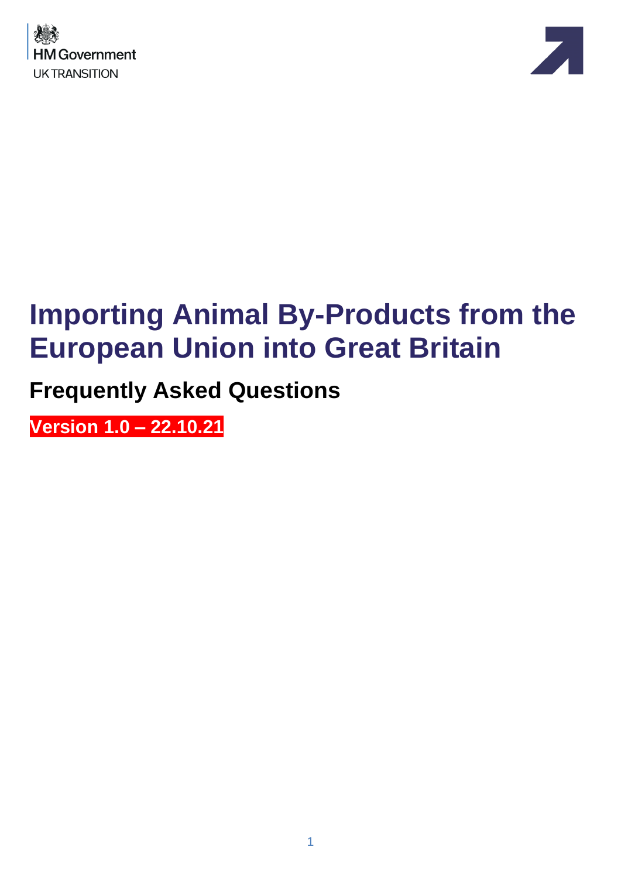HM Government
UK TRANSITION

# Importing Animal By-Products from the European Union into Great Britain

## Frequently Asked Questions

**Version 1.0 – 22.10.21**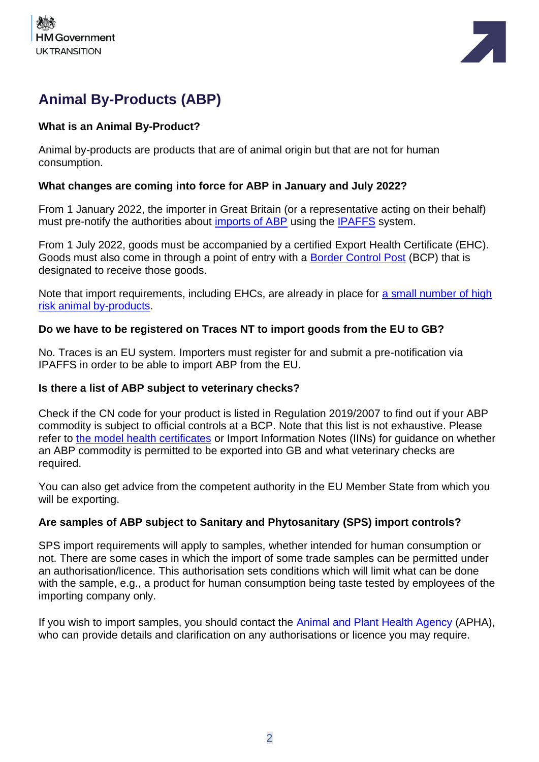# Animal By-Products (ABP)

**What is an Animal By-Product?**

Animal by-products are products that are of animal origin but that are not for human consumption.

**What changes are coming into force for ABP in January and July 2022?**

From 1 January 2022, the importer in Great Britain (or a representative acting on their behalf) must pre-notify the authorities about imports of ABP using the IPAFFS system.

From 1 July 2022, goods must be accompanied by a certified Export Health Certificate (EHC). Goods must also come in through a point of entry with a Border Control Post (BCP) that is designated to receive those goods.

Note that import requirements, including EHCs, are already in place for a small number of high risk animal by-products.

**Do we have to be registered on Traces NT to import goods from the EU to GB?**

No. Traces is an EU system. Importers must register for and submit a pre-notification via IPAFFS in order to be able to import ABP from the EU.

**Is there a list of ABP subject to veterinary checks?**

Check if the CN code for your product is listed in Regulation 2019/2007 to find out if your ABP commodity is subject to official controls at a BCP. Note that this list is not exhaustive. Please refer to the model health certificates or Import Information Notes (IINs) for guidance on whether an ABP commodity is permitted to be exported into GB and what veterinary checks are required.

You can also get advice from the competent authority in the EU Member State from which you will be exporting.

**Are samples of ABP subject to Sanitary and Phytosanitary (SPS) import controls?**

SPS import requirements will apply to samples, whether intended for human consumption or not. There are some cases in which the import of some trade samples can be permitted under an authorisation/licence. This authorisation sets conditions which will limit what can be done with the sample, e.g., a product for human consumption being taste tested by employees of the importing company only.

If you wish to import samples, you should contact the Animal and Plant Health Agency (APHA), who can provide details and clarification on any authorisations or licence you may require.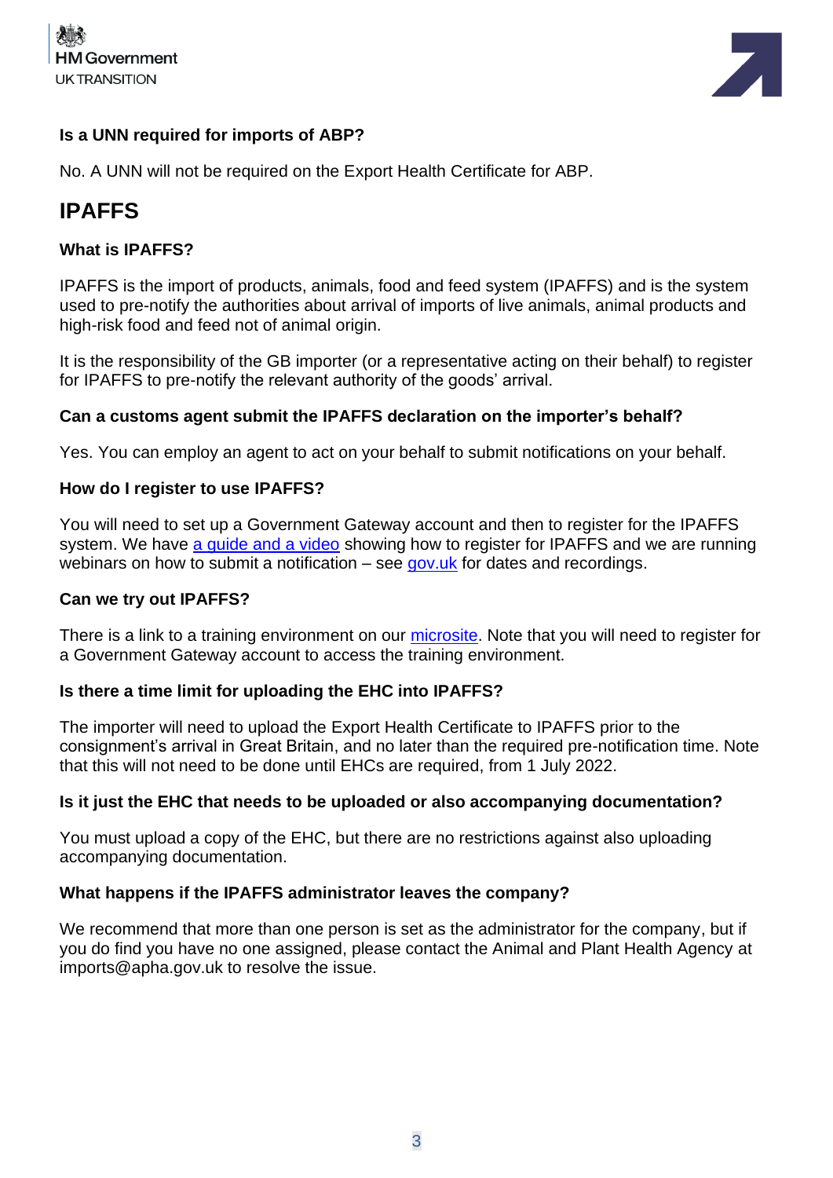### Is a UNN required for imports of ABP?

No. A UNN will not be required on the Export Health Certificate for ABP.

## IPAFFS

### What is IPAFFS?

IPAFFS is the import of products, animals, food and feed system (IPAFFS) and is the system used to pre-notify the authorities about arrival of imports of live animals, animal products and high-risk food and feed not of animal origin.

It is the responsibility of the GB importer (or a representative acting on their behalf) to register for IPAFFS to pre-notify the relevant authority of the goods' arrival.

### Can a customs agent submit the IPAFFS declaration on the importer's behalf?

Yes. You can employ an agent to act on your behalf to submit notifications on your behalf.

### How do I register to use IPAFFS?

You will need to set up a Government Gateway account and then to register for the IPAFFS system. We have a guide and a video showing how to register for IPAFFS and we are running webinars on how to submit a notification – see gov.uk for dates and recordings.

### Can we try out IPAFFS?

There is a link to a training environment on our microsite. Note that you will need to register for a Government Gateway account to access the training environment.

### Is there a time limit for uploading the EHC into IPAFFS?

The importer will need to upload the Export Health Certificate to IPAFFS prior to the consignment's arrival in Great Britain, and no later than the required pre-notification time. Note that this will not need to be done until EHCs are required, from 1 July 2022.

### Is it just the EHC that needs to be uploaded or also accompanying documentation?

You must upload a copy of the EHC, but there are no restrictions against also uploading accompanying documentation.

### What happens if the IPAFFS administrator leaves the company?

We recommend that more than one person is set as the administrator for the company, but if you do find you have no one assigned, please contact the Animal and Plant Health Agency at imports@apha.gov.uk to resolve the issue.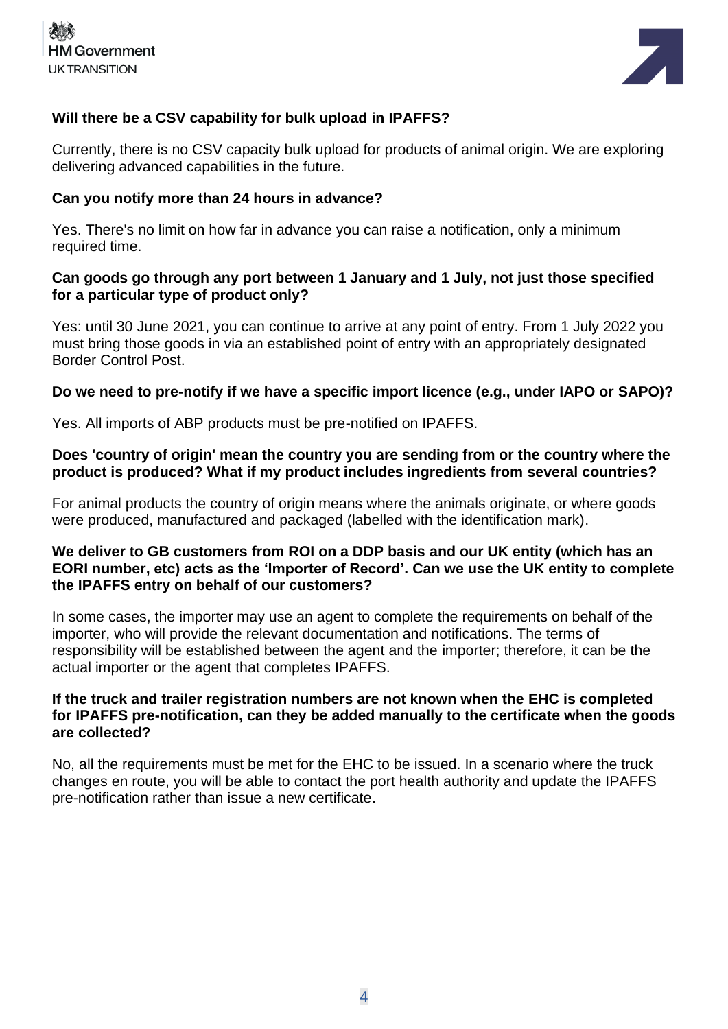**Will there be a CSV capability for bulk upload in IPAFFS?**

Currently, there is no CSV capacity bulk upload for products of animal origin. We are exploring delivering advanced capabilities in the future.

**Can you notify more than 24 hours in advance?**

Yes. There's no limit on how far in advance you can raise a notification, only a minimum required time.

**Can goods go through any port between 1 January and 1 July, not just those specified for a particular type of product only?**

Yes: until 30 June 2021, you can continue to arrive at any point of entry. From 1 July 2022 you must bring those goods in via an established point of entry with an appropriately designated Border Control Post.

**Do we need to pre-notify if we have a specific import licence (e.g., under IAPO or SAPO)?**

Yes. All imports of ABP products must be pre-notified on IPAFFS.

**Does 'country of origin' mean the country you are sending from or the country where the product is produced? What if my product includes ingredients from several countries?**

For animal products the country of origin means where the animals originate, or where goods were produced, manufactured and packaged (labelled with the identification mark).

**We deliver to GB customers from ROI on a DDP basis and our UK entity (which has an EORI number, etc) acts as the 'Importer of Record'. Can we use the UK entity to complete the IPAFFS entry on behalf of our customers?**

In some cases, the importer may use an agent to complete the requirements on behalf of the importer, who will provide the relevant documentation and notifications. The terms of responsibility will be established between the agent and the importer; therefore, it can be the actual importer or the agent that completes IPAFFS.

**If the truck and trailer registration numbers are not known when the EHC is completed for IPAFFS pre-notification, can they be added manually to the certificate when the goods are collected?**

No, all the requirements must be met for the EHC to be issued. In a scenario where the truck changes en route, you will be able to contact the port health authority and update the IPAFFS pre-notification rather than issue a new certificate.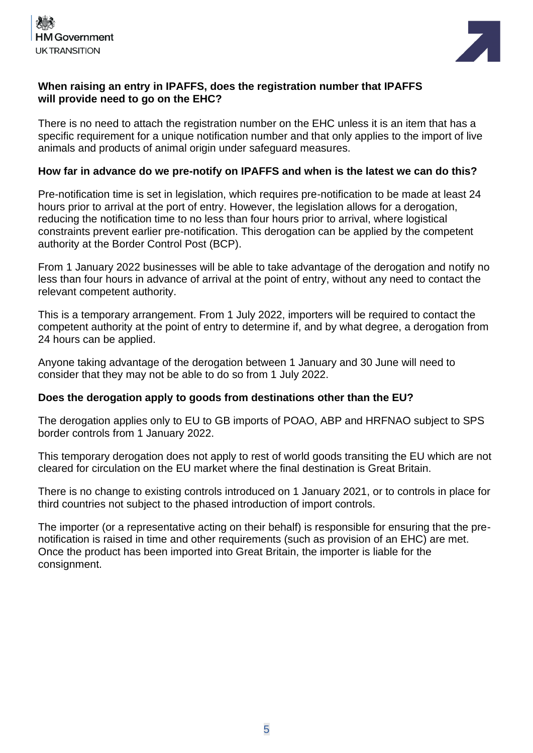### When raising an entry in IPAFFS, does the registration number that IPAFFS will provide need to go on the EHC?

There is no need to attach the registration number on the EHC unless it is an item that has a specific requirement for a unique notification number and that only applies to the import of live animals and products of animal origin under safeguard measures.

### How far in advance do we pre-notify on IPAFFS and when is the latest we can do this?

Pre-notification time is set in legislation, which requires pre-notification to be made at least 24 hours prior to arrival at the port of entry. However, the legislation allows for a derogation, reducing the notification time to no less than four hours prior to arrival, where logistical constraints prevent earlier pre-notification. This derogation can be applied by the competent authority at the Border Control Post (BCP).

From 1 January 2022 businesses will be able to take advantage of the derogation and notify no less than four hours in advance of arrival at the point of entry, without any need to contact the relevant competent authority.

This is a temporary arrangement. From 1 July 2022, importers will be required to contact the competent authority at the point of entry to determine if, and by what degree, a derogation from 24 hours can be applied.

Anyone taking advantage of the derogation between 1 January and 30 June will need to consider that they may not be able to do so from 1 July 2022.

### Does the derogation apply to goods from destinations other than the EU?

The derogation applies only to EU to GB imports of POAO, ABP and HRFNAO subject to SPS border controls from 1 January 2022.

This temporary derogation does not apply to rest of world goods transiting the EU which are not cleared for circulation on the EU market where the final destination is Great Britain.

There is no change to existing controls introduced on 1 January 2021, or to controls in place for third countries not subject to the phased introduction of import controls.

The importer (or a representative acting on their behalf) is responsible for ensuring that the pre-notification is raised in time and other requirements (such as provision of an EHC) are met. Once the product has been imported into Great Britain, the importer is liable for the consignment.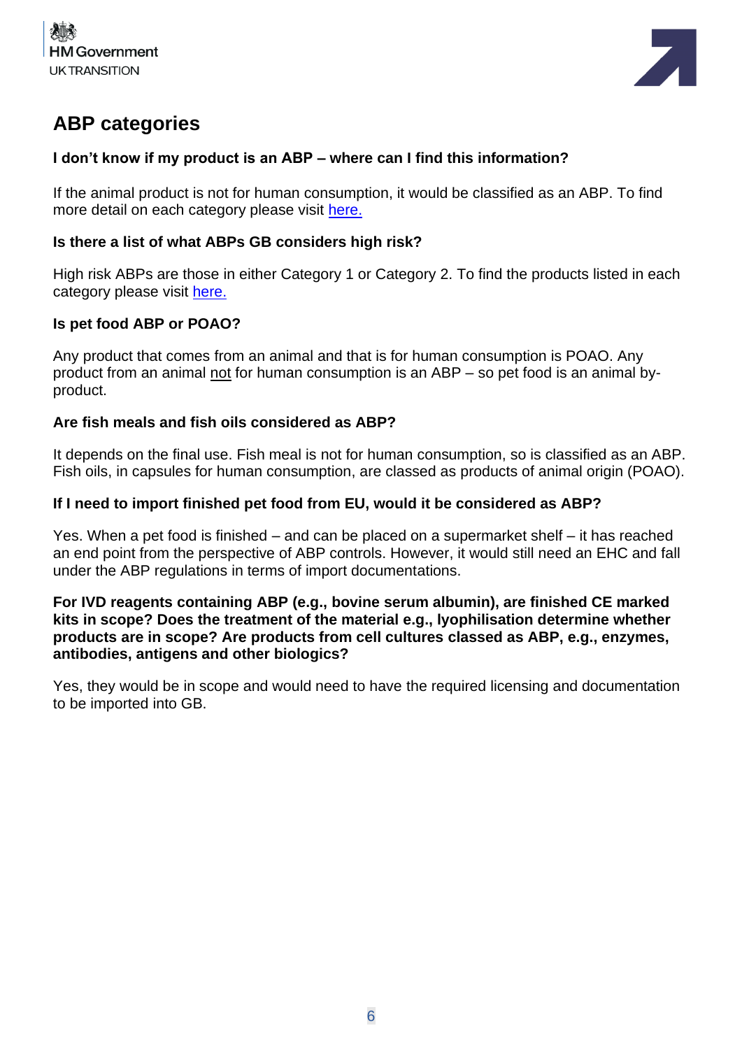## ABP categories

**I don't know if my product is an ABP – where can I find this information?**

If the animal product is not for human consumption, it would be classified as an ABP. To find more detail on each category please visit here.

**Is there a list of what ABPs GB considers high risk?**

High risk ABPs are those in either Category 1 or Category 2. To find the products listed in each category please visit here.

**Is pet food ABP or POAO?**

Any product that comes from an animal and that is for human consumption is POAO. Any product from an animal not for human consumption is an ABP – so pet food is an animal by-product.

**Are fish meals and fish oils considered as ABP?**

It depends on the final use. Fish meal is not for human consumption, so is classified as an ABP. Fish oils, in capsules for human consumption, are classed as products of animal origin (POAO).

**If I need to import finished pet food from EU, would it be considered as ABP?**

Yes. When a pet food is finished – and can be placed on a supermarket shelf – it has reached an end point from the perspective of ABP controls. However, it would still need an EHC and fall under the ABP regulations in terms of import documentations.

**For IVD reagents containing ABP (e.g., bovine serum albumin), are finished CE marked kits in scope? Does the treatment of the material e.g., lyophilisation determine whether products are in scope? Are products from cell cultures classed as ABP, e.g., enzymes, antibodies, antigens and other biologics?**

Yes, they would be in scope and would need to have the required licensing and documentation to be imported into GB.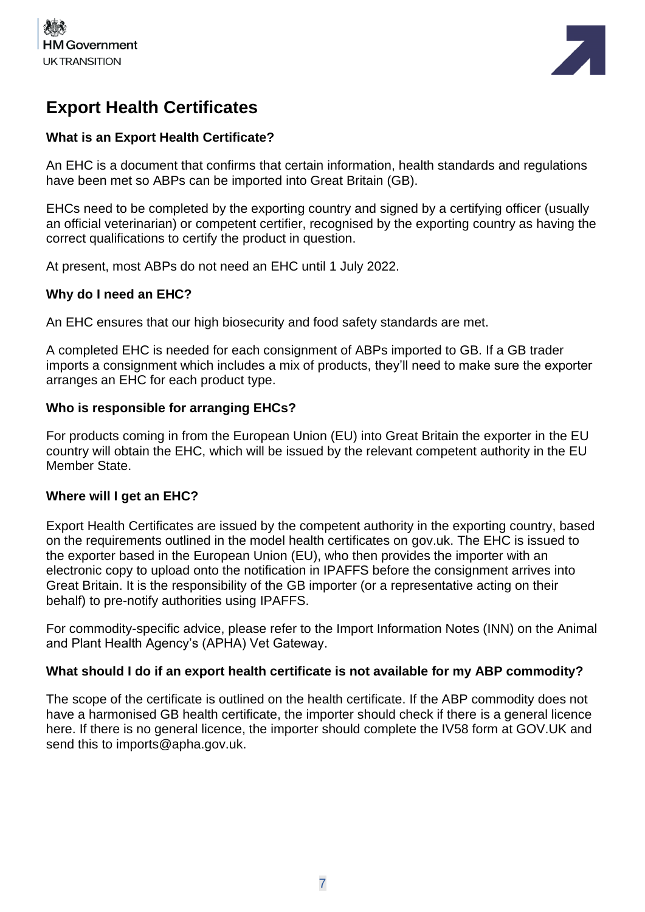# Export Health Certificates

### What is an Export Health Certificate?

An EHC is a document that confirms that certain information, health standards and regulations have been met so ABPs can be imported into Great Britain (GB).

EHCs need to be completed by the exporting country and signed by a certifying officer (usually an official veterinarian) or competent certifier, recognised by the exporting country as having the correct qualifications to certify the product in question.

At present, most ABPs do not need an EHC until 1 July 2022.

### Why do I need an EHC?

An EHC ensures that our high biosecurity and food safety standards are met.

A completed EHC is needed for each consignment of ABPs imported to GB. If a GB trader imports a consignment which includes a mix of products, they'll need to make sure the exporter arranges an EHC for each product type.

### Who is responsible for arranging EHCs?

For products coming in from the European Union (EU) into Great Britain the exporter in the EU country will obtain the EHC, which will be issued by the relevant competent authority in the EU Member State.

### Where will I get an EHC?

Export Health Certificates are issued by the competent authority in the exporting country, based on the requirements outlined in the model health certificates on gov.uk. The EHC is issued to the exporter based in the European Union (EU), who then provides the importer with an electronic copy to upload onto the notification in IPAFFS before the consignment arrives into Great Britain. It is the responsibility of the GB importer (or a representative acting on their behalf) to pre-notify authorities using IPAFFS.

For commodity-specific advice, please refer to the Import Information Notes (INN) on the Animal and Plant Health Agency's (APHA) Vet Gateway.

### What should I do if an export health certificate is not available for my ABP commodity?

The scope of the certificate is outlined on the health certificate. If the ABP commodity does not have a harmonised GB health certificate, the importer should check if there is a general licence here. If there is no general licence, the importer should complete the IV58 form at GOV.UK and send this to imports@apha.gov.uk.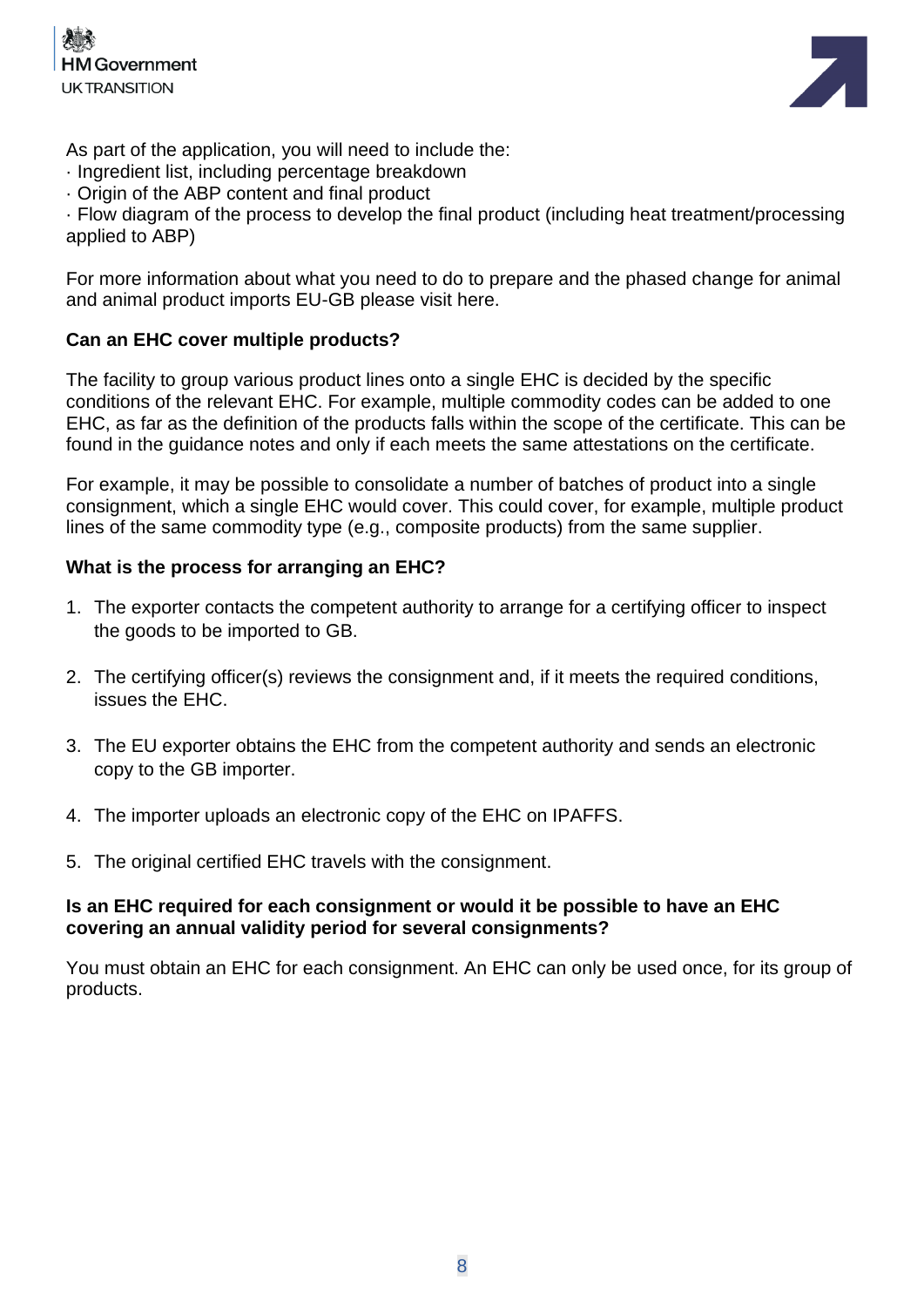As part of the application, you will need to include the:

- Ingredient list, including percentage breakdown
- Origin of the ABP content and final product
- Flow diagram of the process to develop the final product (including heat treatment/processing applied to ABP)

For more information about what you need to do to prepare and the phased change for animal and animal product imports EU-GB please visit here.

**Can an EHC cover multiple products?**

The facility to group various product lines onto a single EHC is decided by the specific conditions of the relevant EHC. For example, multiple commodity codes can be added to one EHC, as far as the definition of the products falls within the scope of the certificate. This can be found in the guidance notes and only if each meets the same attestations on the certificate.

For example, it may be possible to consolidate a number of batches of product into a single consignment, which a single EHC would cover. This could cover, for example, multiple product lines of the same commodity type (e.g., composite products) from the same supplier.

**What is the process for arranging an EHC?**

1. The exporter contacts the competent authority to arrange for a certifying officer to inspect the goods to be imported to GB.
2. The certifying officer(s) reviews the consignment and, if it meets the required conditions, issues the EHC.
3. The EU exporter obtains the EHC from the competent authority and sends an electronic copy to the GB importer.
4. The importer uploads an electronic copy of the EHC on IPAFFS.
5. The original certified EHC travels with the consignment.

**Is an EHC required for each consignment or would it be possible to have an EHC covering an annual validity period for several consignments?**

You must obtain an EHC for each consignment. An EHC can only be used once, for its group of products.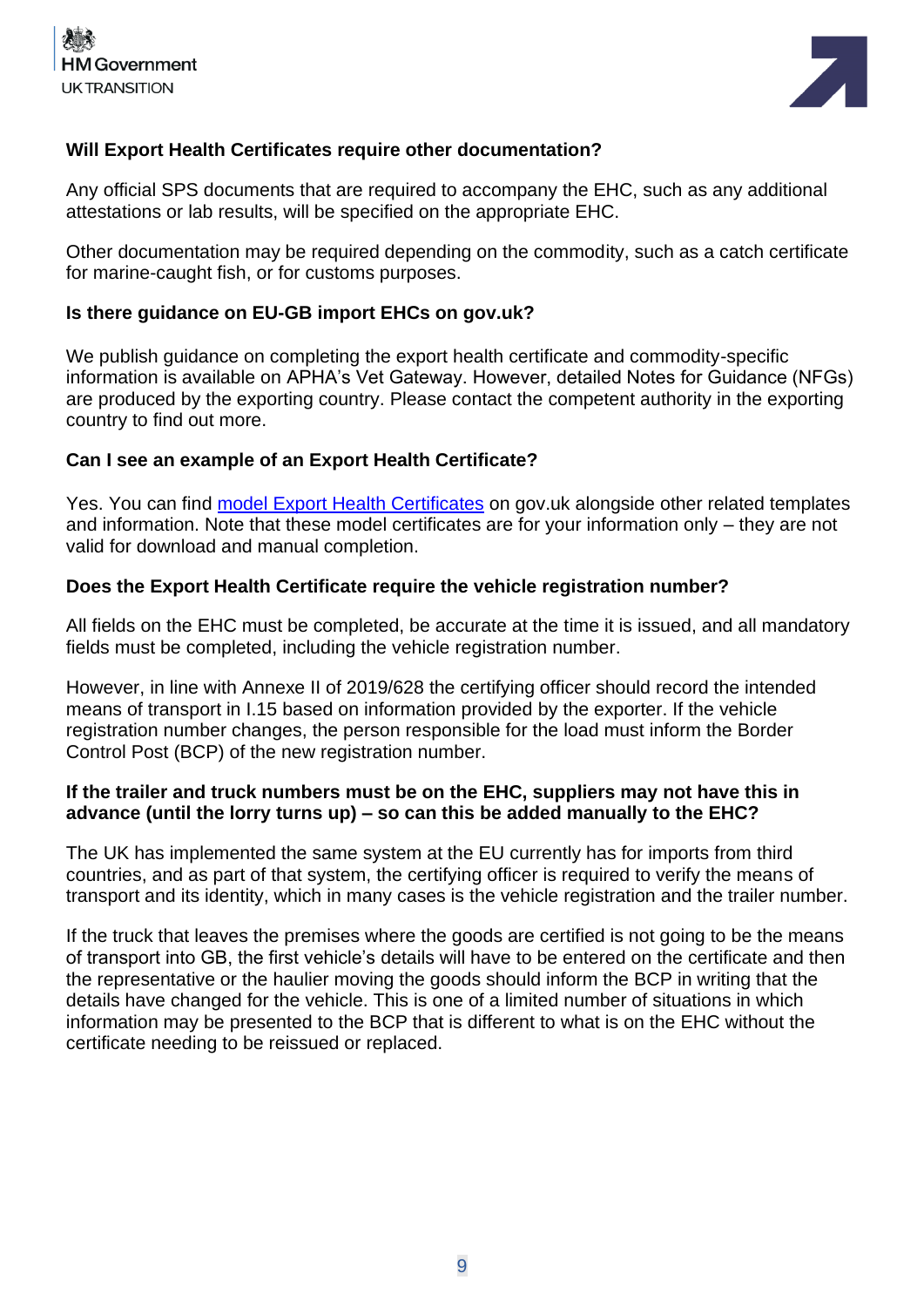**Will Export Health Certificates require other documentation?**

Any official SPS documents that are required to accompany the EHC, such as any additional attestations or lab results, will be specified on the appropriate EHC.

Other documentation may be required depending on the commodity, such as a catch certificate for marine-caught fish, or for customs purposes.

**Is there guidance on EU-GB import EHCs on gov.uk?**

We publish guidance on completing the export health certificate and commodity-specific information is available on APHA's Vet Gateway. However, detailed Notes for Guidance (NFGs) are produced by the exporting country. Please contact the competent authority in the exporting country to find out more.

**Can I see an example of an Export Health Certificate?**

Yes. You can find model Export Health Certificates on gov.uk alongside other related templates and information. Note that these model certificates are for your information only – they are not valid for download and manual completion.

**Does the Export Health Certificate require the vehicle registration number?**

All fields on the EHC must be completed, be accurate at the time it is issued, and all mandatory fields must be completed, including the vehicle registration number.

However, in line with Annexe II of 2019/628 the certifying officer should record the intended means of transport in I.15 based on information provided by the exporter. If the vehicle registration number changes, the person responsible for the load must inform the Border Control Post (BCP) of the new registration number.

**If the trailer and truck numbers must be on the EHC, suppliers may not have this in advance (until the lorry turns up) – so can this be added manually to the EHC?**

The UK has implemented the same system at the EU currently has for imports from third countries, and as part of that system, the certifying officer is required to verify the means of transport and its identity, which in many cases is the vehicle registration and the trailer number.

If the truck that leaves the premises where the goods are certified is not going to be the means of transport into GB, the first vehicle's details will have to be entered on the certificate and then the representative or the haulier moving the goods should inform the BCP in writing that the details have changed for the vehicle. This is one of a limited number of situations in which information may be presented to the BCP that is different to what is on the EHC without the certificate needing to be reissued or replaced.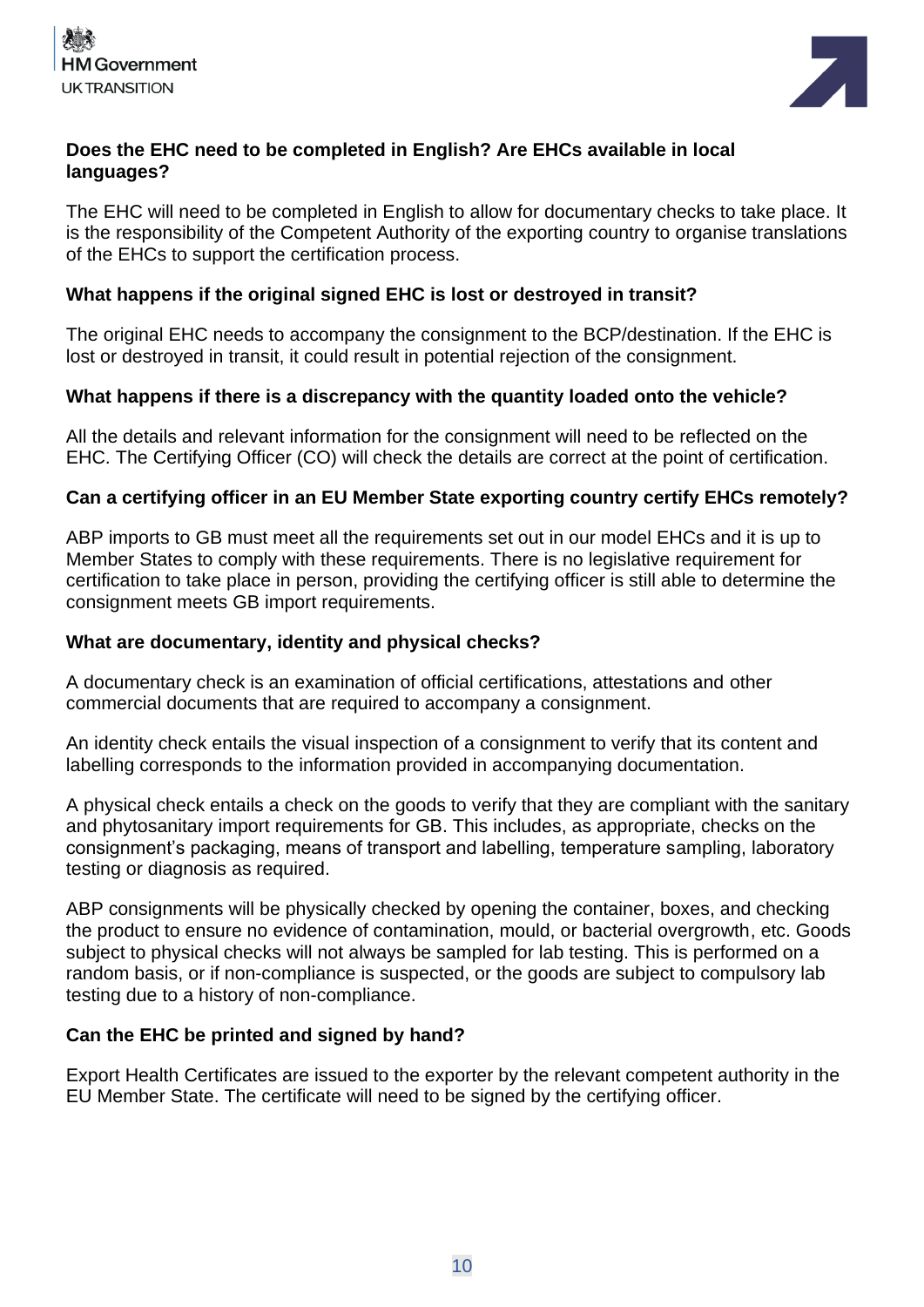**Does the EHC need to be completed in English? Are EHCs available in local languages?**

The EHC will need to be completed in English to allow for documentary checks to take place. It is the responsibility of the Competent Authority of the exporting country to organise translations of the EHCs to support the certification process.

**What happens if the original signed EHC is lost or destroyed in transit?**

The original EHC needs to accompany the consignment to the BCP/destination. If the EHC is lost or destroyed in transit, it could result in potential rejection of the consignment.

**What happens if there is a discrepancy with the quantity loaded onto the vehicle?**

All the details and relevant information for the consignment will need to be reflected on the EHC. The Certifying Officer (CO) will check the details are correct at the point of certification.

**Can a certifying officer in an EU Member State exporting country certify EHCs remotely?**

ABP imports to GB must meet all the requirements set out in our model EHCs and it is up to Member States to comply with these requirements. There is no legislative requirement for certification to take place in person, providing the certifying officer is still able to determine the consignment meets GB import requirements.

**What are documentary, identity and physical checks?**

A documentary check is an examination of official certifications, attestations and other commercial documents that are required to accompany a consignment.

An identity check entails the visual inspection of a consignment to verify that its content and labelling corresponds to the information provided in accompanying documentation.

A physical check entails a check on the goods to verify that they are compliant with the sanitary and phytosanitary import requirements for GB. This includes, as appropriate, checks on the consignment's packaging, means of transport and labelling, temperature sampling, laboratory testing or diagnosis as required.

ABP consignments will be physically checked by opening the container, boxes, and checking the product to ensure no evidence of contamination, mould, or bacterial overgrowth, etc. Goods subject to physical checks will not always be sampled for lab testing. This is performed on a random basis, or if non-compliance is suspected, or the goods are subject to compulsory lab testing due to a history of non-compliance.

**Can the EHC be printed and signed by hand?**

Export Health Certificates are issued to the exporter by the relevant competent authority in the EU Member State. The certificate will need to be signed by the certifying officer.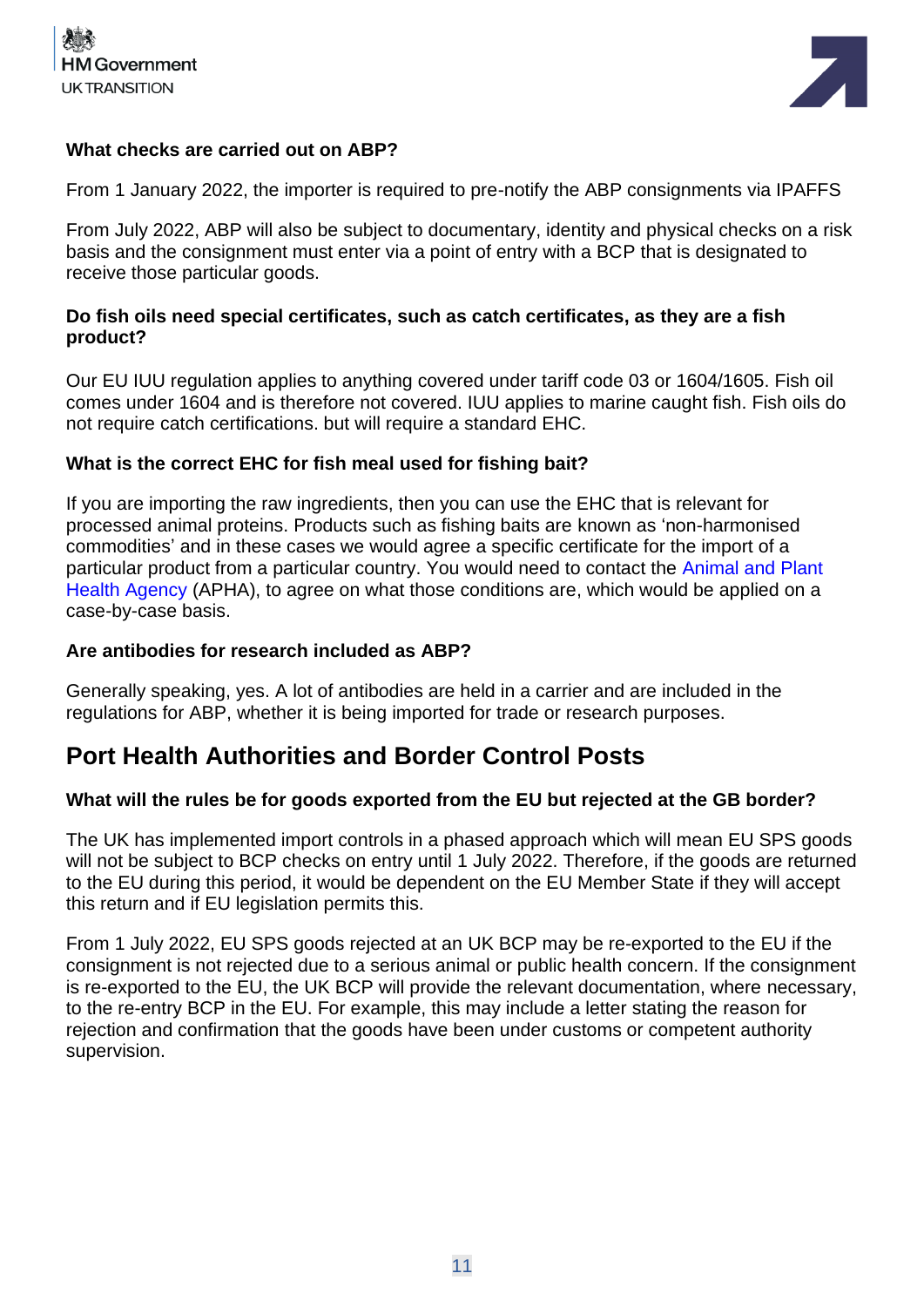**What checks are carried out on ABP?**

From 1 January 2022, the importer is required to pre-notify the ABP consignments via IPAFFS

From July 2022, ABP will also be subject to documentary, identity and physical checks on a risk basis and the consignment must enter via a point of entry with a BCP that is designated to receive those particular goods.

**Do fish oils need special certificates, such as catch certificates, as they are a fish product?**

Our EU IUU regulation applies to anything covered under tariff code 03 or 1604/1605. Fish oil comes under 1604 and is therefore not covered. IUU applies to marine caught fish. Fish oils do not require catch certifications. but will require a standard EHC.

**What is the correct EHC for fish meal used for fishing bait?**

If you are importing the raw ingredients, then you can use the EHC that is relevant for processed animal proteins. Products such as fishing baits are known as 'non-harmonised commodities' and in these cases we would agree a specific certificate for the import of a particular product from a particular country. You would need to contact the Animal and Plant Health Agency (APHA), to agree on what those conditions are, which would be applied on a case-by-case basis.

**Are antibodies for research included as ABP?**

Generally speaking, yes. A lot of antibodies are held in a carrier and are included in the regulations for ABP, whether it is being imported for trade or research purposes.

## Port Health Authorities and Border Control Posts

**What will the rules be for goods exported from the EU but rejected at the GB border?**

The UK has implemented import controls in a phased approach which will mean EU SPS goods will not be subject to BCP checks on entry until 1 July 2022. Therefore, if the goods are returned to the EU during this period, it would be dependent on the EU Member State if they will accept this return and if EU legislation permits this.

From 1 July 2022, EU SPS goods rejected at an UK BCP may be re-exported to the EU if the consignment is not rejected due to a serious animal or public health concern. If the consignment is re-exported to the EU, the UK BCP will provide the relevant documentation, where necessary, to the re-entry BCP in the EU. For example, this may include a letter stating the reason for rejection and confirmation that the goods have been under customs or competent authority supervision.